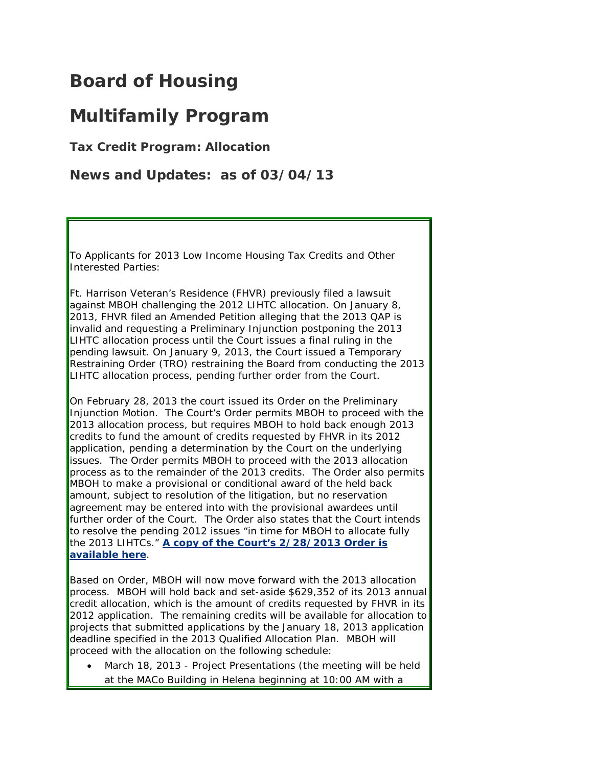# Board of Housing

# Multifamily Program

### Tax Credit Program: Allocation

## News and Updates: as of 03/04/13

To Applicants for 2013 Low Income Housing Tax Credits and Other Interested Parties:

Ft. Harrison Veteran's Residence (FHVR) previously filed a lawsuit against MBOH challenging the 2012 LIHTC allocation. On January 8, 2013, FHVR filed an Amended Petition alleging that the 2013 QAP is invalid and requesting a Preliminary Injunction postponing the 2013 LIHTC allocation process until the Court issues a final ruling in the pending lawsuit. On January 9, 2013, the Court issued a Temporary Restraining Order (TRO) restraining the Board from conducting the 2013 LIHTC allocation process, pending further order from the Court.

On February 28, 2013 the court issued its Order on the Preliminary Injunction Motion. The Court's Order permits MBOH to proceed with the 2013 allocation process, but requires MBOH to hold back enough 2013 credits to fund the amount of credits requested by FHVR in its 2012 application, pending a determination by the Court on the underlying issues. The Order permits MBOH to proceed with the 2013 allocation process as to the remainder of the 2013 credits. The Order also permits MBOH to make a provisional or conditional award of the held back amount, subject to resolution of the litigation, but no reservation agreement may be entered into with the provisional awardees until further order of the Court. The Order also states that the Court intends to resolve the pending 2012 issues "in time for MBOH to allocate fully the 2013 LIHTCs." **A copy of the Court's 2/28/2013 Order is available here**.

Based on Order, MBOH will now move forward with the 2013 allocation process. MBOH will hold back and set-aside $629,352 of its 2013 annual credit allocation, which is the amount of credits requested by FHVR in its 2012 application. The remaining credits will be available for allocation to projects that submitted applications by the January 18, 2013 application deadline specified in the 2013 Qualified Allocation Plan. MBOH will proceed with the allocation on the following schedule:

- March 18, 2013 - Project Presentations (the meeting will be held at the MACo Building in Helena beginning at 10:00 AM with a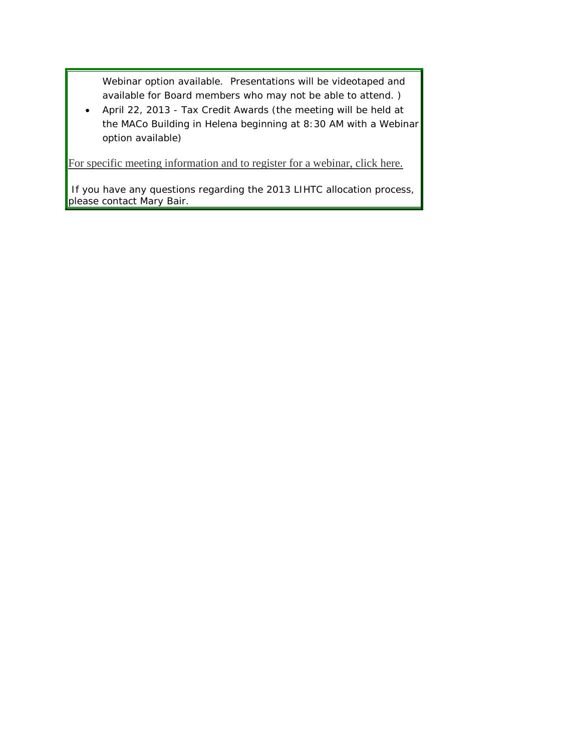Webinar option available.  Presentations will be videotaped and available for Board members who may not be able to attend. )

- April 22, 2013 - Tax Credit Awards (the meeting will be held at the MACo Building in Helena beginning at 8:30 AM with a Webinar option available)

For specific meeting information and to register for a webinar, click here.

If you have any questions regarding the 2013 LIHTC allocation process, please contact Mary Bair.